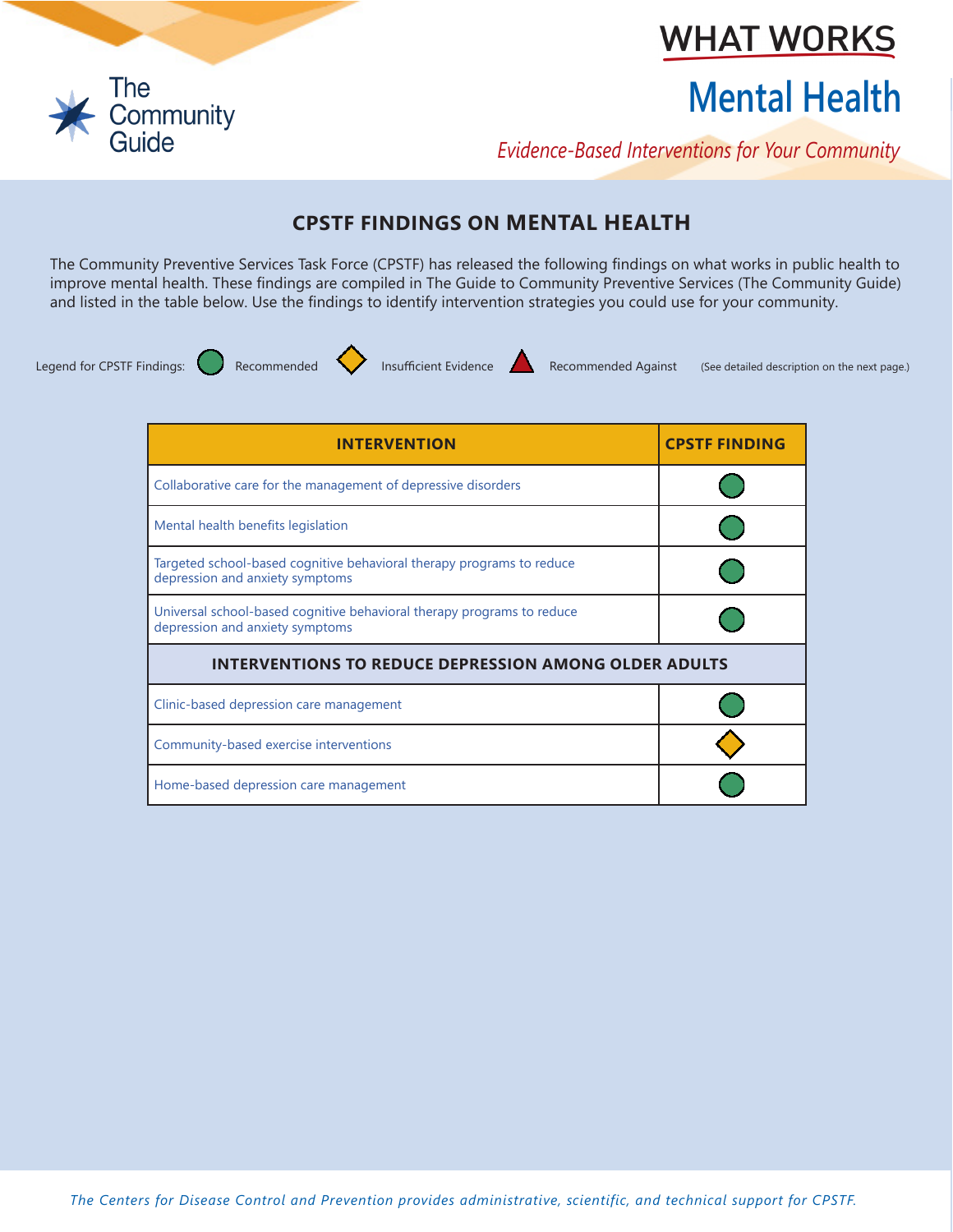The Community Guide

# WHAT WORKS

# Mental Health

*Evidence-Based Interventions for Your Community*

## CPSTF FINDINGS ON MENTAL HEALTH

The Community Preventive Services Task Force (CPSTF) has released the following findings on what works in public health to improve mental health. These findings are compiled in The Guide to Community Preventive Services (The Community Guide) and listed in the table below. Use the findings to identify intervention strategies you could use for your community.

Legend for CPSTF Findings: ● Recommended ◆ Insufficient Evidence ▲ Recommended Against (See detailed description on the next page.)

| INTERVENTION | CPSTF FINDING |
|---|---|
| Collaborative care for the management of depressive disorders | ● Recommended |
| Mental health benefits legislation | ● Recommended |
| Targeted school-based cognitive behavioral therapy programs to reduce depression and anxiety symptoms | ● Recommended |
| Universal school-based cognitive behavioral therapy programs to reduce depression and anxiety symptoms | ● Recommended |
| **INTERVENTIONS TO REDUCE DEPRESSION AMONG OLDER ADULTS** | |
| Clinic-based depression care management | ● Recommended |
| Community-based exercise interventions | ◆ Insufficient Evidence |
| Home-based depression care management | ● Recommended |

*The Centers for Disease Control and Prevention provides administrative, scientific, and technical support for CPSTF.*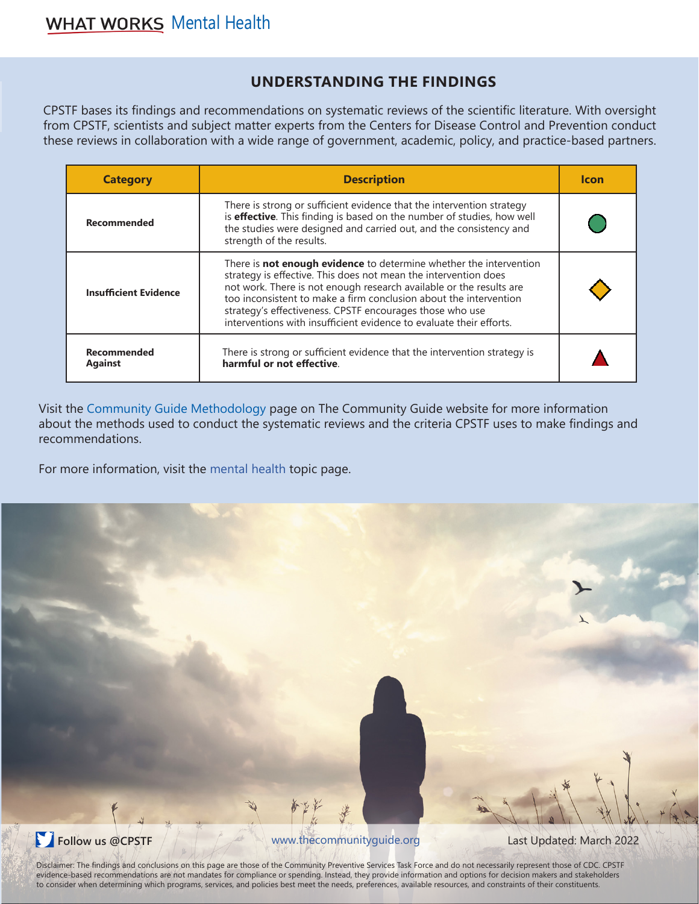## UNDERSTANDING THE FINDINGS

CPSTF bases its findings and recommendations on systematic reviews of the scientific literature. With oversight from CPSTF, scientists and subject matter experts from the Centers for Disease Control and Prevention conduct these reviews in collaboration with a wide range of government, academic, policy, and practice-based partners.

| Category | Description | Icon |
|---|---|---|
| **Recommended** | There is strong or sufficient evidence that the intervention strategy is **effective**. This finding is based on the number of studies, how well the studies were designed and carried out, and the consistency and strength of the results. | Green circle |
| **Insufficient Evidence** | There is **not enough evidence** to determine whether the intervention strategy is effective. This does not mean the intervention does not work. There is not enough research available or the results are too inconsistent to make a firm conclusion about the intervention strategy's effectiveness. CPSTF encourages those who use interventions with insufficient evidence to evaluate their efforts. | Yellow diamond |
| **Recommended Against** | There is strong or sufficient evidence that the intervention strategy is **harmful or not effective**. | Red triangle |

Visit the Community Guide Methodology page on The Community Guide website for more information about the methods used to conduct the systematic reviews and the criteria CPSTF uses to make findings and recommendations.

For more information, visit the mental health topic page.

Follow us @CPSTF

www.thecommunityguide.org

Last Updated: March 2022

Disclaimer: The findings and conclusions on this page are those of the Community Preventive Services Task Force and do not necessarily represent those of CDC. CPSTF evidence-based recommendations are not mandates for compliance or spending. Instead, they provide information and options for decision makers and stakeholders to consider when determining which programs, services, and policies best meet the needs, preferences, available resources, and constraints of their constituents.